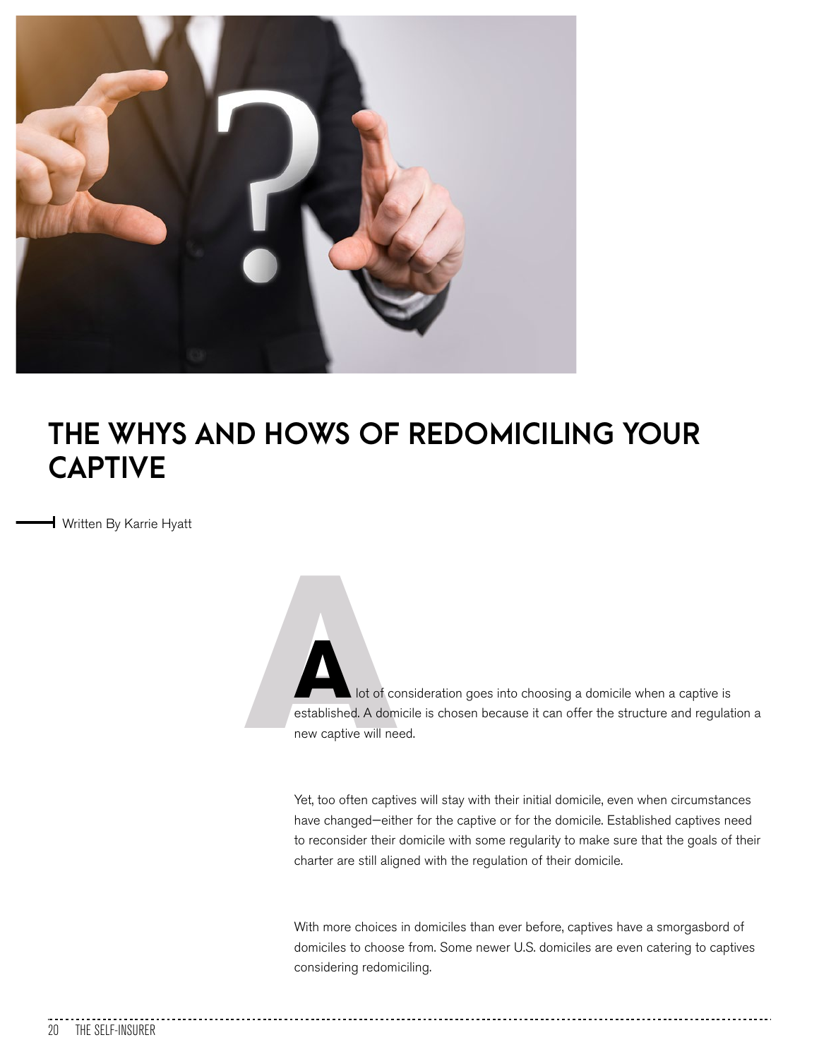# THE WHYS AND HOWS OF REDOMICILING YOUR CAPTIVE

Written By Karrie Hyatt

A lot of consideration goes into choosing a domicile when a captive is established. A domicile is chosen because it can offer the structure and regulation a new captive will need.

Yet, too often captives will stay with their initial domicile, even when circumstances have changed—either for the captive or for the domicile. Established captives need to reconsider their domicile with some regularity to make sure that the goals of their charter are still aligned with the regulation of their domicile.

With more choices in domiciles than ever before, captives have a smorgasbord of domiciles to choose from. Some newer U.S. domiciles are even catering to captives considering redomiciling.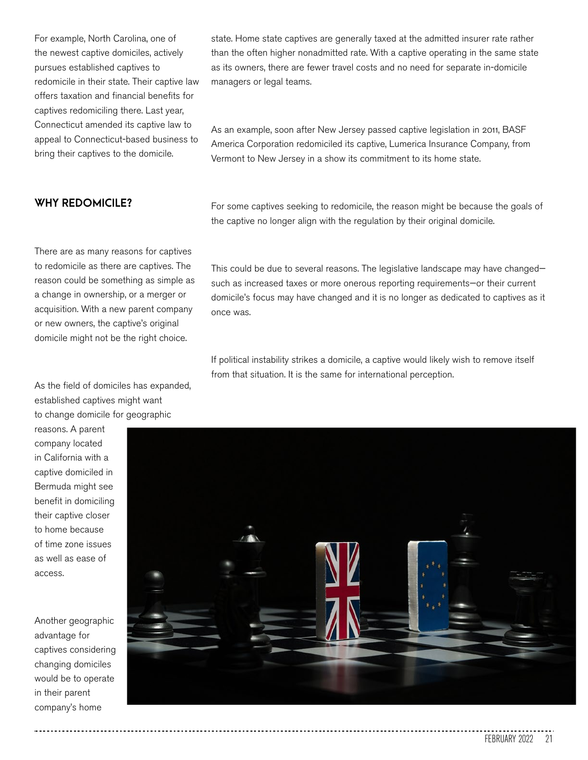For example, North Carolina, one of the newest captive domiciles, actively pursues established captives to redomicile in their state. Their captive law offers taxation and financial benefits for captives redomiciling there. Last year, Connecticut amended its captive law to appeal to Connecticut-based business to bring their captives to the domicile.

## WHY REDOMICILE?

There are as many reasons for captives to redomicile as there are captives. The reason could be something as simple as a change in ownership, or a merger or acquisition. With a new parent company or new owners, the captive's original domicile might not be the right choice.

As the field of domiciles has expanded, established captives might want to change domicile for geographic reasons. A parent company located in California with a captive domiciled in Bermuda might see benefit in domiciling their captive closer to home because of time zone issues as well as ease of access.

Another geographic advantage for captives considering changing domiciles would be to operate in their parent company's home state. Home state captives are generally taxed at the admitted insurer rate rather than the often higher nonadmitted rate. With a captive operating in the same state as its owners, there are fewer travel costs and no need for separate in-domicile managers or legal teams.

As an example, soon after New Jersey passed captive legislation in 2011, BASF America Corporation redomiciled its captive, Lumerica Insurance Company, from Vermont to New Jersey in a show its commitment to its home state.

For some captives seeking to redomicile, the reason might be because the goals of the captive no longer align with the regulation by their original domicile.

This could be due to several reasons. The legislative landscape may have changed—such as increased taxes or more onerous reporting requirements—or their current domicile's focus may have changed and it is no longer as dedicated to captives as it once was.

If political instability strikes a domicile, a captive would likely wish to remove itself from that situation. It is the same for international perception.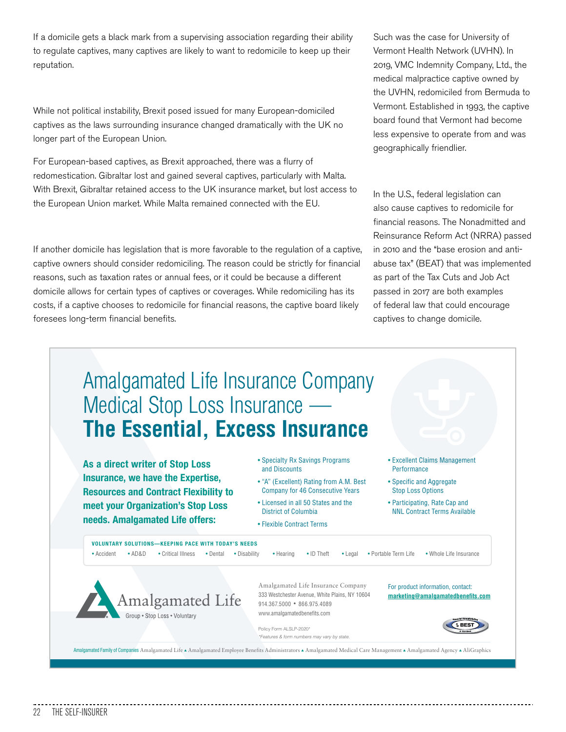If a domicile gets a black mark from a supervising association regarding their ability to regulate captives, many captives are likely to want to redomicile to keep up their reputation.

While not political instability, Brexit posed issued for many European-domiciled captives as the laws surrounding insurance changed dramatically with the UK no longer part of the European Union.

For European-based captives, as Brexit approached, there was a flurry of redomestication. Gibraltar lost and gained several captives, particularly with Malta. With Brexit, Gibraltar retained access to the UK insurance market, but lost access to the European Union market. While Malta remained connected with the EU.

If another domicile has legislation that is more favorable to the regulation of a captive, captive owners should consider redomiciling. The reason could be strictly for financial reasons, such as taxation rates or annual fees, or it could be because a different domicile allows for certain types of captives or coverages. While redomiciling has its costs, if a captive chooses to redomicile for financial reasons, the captive board likely foresees long-term financial benefits.

Such was the case for University of Vermont Health Network (UVHN). In 2019, VMC Indemnity Company, Ltd., the medical malpractice captive owned by the UVHN, redomiciled from Bermuda to Vermont. Established in 1993, the captive board found that Vermont had become less expensive to operate from and was geographically friendlier.

In the U.S., federal legislation can also cause captives to redomicile for financial reasons. The Nonadmitted and Reinsurance Reform Act (NRRA) passed in 2010 and the "base erosion and anti-abuse tax" (BEAT) that was implemented as part of the Tax Cuts and Job Act passed in 2017 are both examples of federal law that could encourage captives to change domicile.

# Amalgamated Life Insurance Company Medical Stop Loss Insurance — **The Essential, Excess Insurance**

**As a direct writer of Stop Loss Insurance, we have the Expertise, Resources and Contract Flexibility to meet your Organization's Stop Loss needs. Amalgamated Life offers:**

- Specialty Rx Savings Programs and Discounts
- "A" (Excellent) Rating from A.M. Best Company for 46 Consecutive Years
- Licensed in all 50 States and the District of Columbia
- Flexible Contract Terms
- Excellent Claims Management Performance
- Specific and Aggregate Stop Loss Options
- Participating, Rate Cap and NNL Contract Terms Available

**VOLUNTARY SOLUTIONS—KEEPING PACE WITH TODAY'S NEEDS**

• Accident • AD&D • Critical Illness • Dental • Disability • Hearing • ID Theft • Legal • Portable Term Life • Whole Life Insurance

Amalgamated Life
Group • Stop Loss • Voluntary

Amalgamated Life Insurance Company
333 Westchester Avenue, White Plains, NY 10604
914.367.5000 • 866.975.4089
www.amalgamatedbenefits.com

Policy Form ALSLP-2020*
*Features & form numbers may vary by state.

For product information, contact:
marketing@amalgamatedbenefits.com

Amalgamated Family of Companies Amalgamated Life ▲ Amalgamated Employee Benefits Administrators ▲ Amalgamated Medical Care Management ▲ Amalgamated Agency ▲ AliGraphics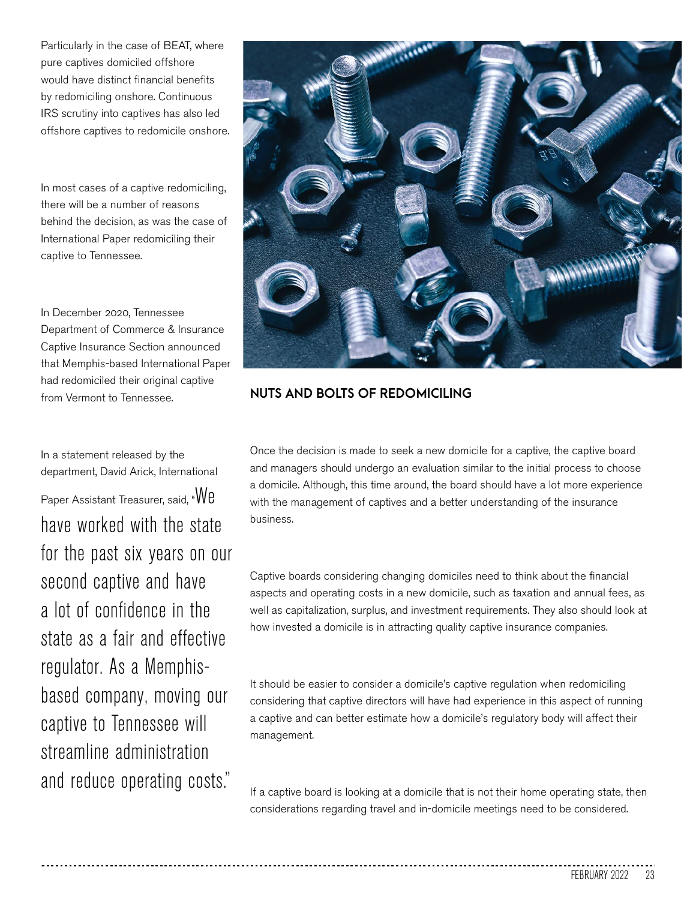Particularly in the case of BEAT, where pure captives domiciled offshore would have distinct financial benefits by redomiciling onshore. Continuous IRS scrutiny into captives has also led offshore captives to redomicile onshore.

In most cases of a captive redomiciling, there will be a number of reasons behind the decision, as was the case of International Paper redomiciling their captive to Tennessee.

In December 2020, Tennessee Department of Commerce & Insurance Captive Insurance Section announced that Memphis-based International Paper had redomiciled their original captive from Vermont to Tennessee.

In a statement released by the department, David Arick, International Paper Assistant Treasurer, said, "We have worked with the state for the past six years on our second captive and have a lot of confidence in the state as a fair and effective regulator. As a Memphis-based company, moving our captive to Tennessee will streamline administration and reduce operating costs."

## NUTS AND BOLTS OF REDOMICILING

Once the decision is made to seek a new domicile for a captive, the captive board and managers should undergo an evaluation similar to the initial process to choose a domicile. Although, this time around, the board should have a lot more experience with the management of captives and a better understanding of the insurance business.

Captive boards considering changing domiciles need to think about the financial aspects and operating costs in a new domicile, such as taxation and annual fees, as well as capitalization, surplus, and investment requirements. They also should look at how invested a domicile is in attracting quality captive insurance companies.

It should be easier to consider a domicile's captive regulation when redomiciling considering that captive directors will have had experience in this aspect of running a captive and can better estimate how a domicile's regulatory body will affect their management.

If a captive board is looking at a domicile that is not their home operating state, then considerations regarding travel and in-domicile meetings need to be considered.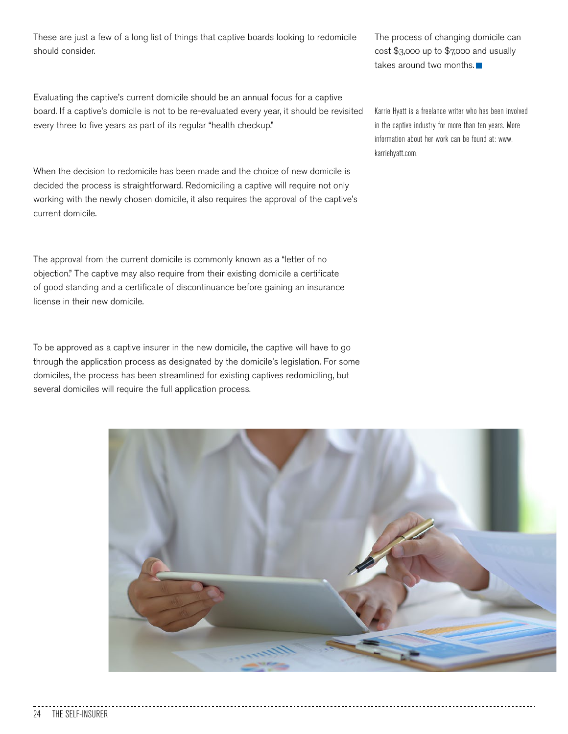These are just a few of a long list of things that captive boards looking to redomicile should consider.

Evaluating the captive's current domicile should be an annual focus for a captive board. If a captive's domicile is not to be re-evaluated every year, it should be revisited every three to five years as part of its regular "health checkup."

When the decision to redomicile has been made and the choice of new domicile is decided the process is straightforward. Redomiciling a captive will require not only working with the newly chosen domicile, it also requires the approval of the captive's current domicile.

The approval from the current domicile is commonly known as a "letter of no objection." The captive may also require from their existing domicile a certificate of good standing and a certificate of discontinuance before gaining an insurance license in their new domicile.

To be approved as a captive insurer in the new domicile, the captive will have to go through the application process as designated by the domicile's legislation. For some domiciles, the process has been streamlined for existing captives redomiciling, but several domiciles will require the full application process.

The process of changing domicile can cost $3,000 up to $7,000 and usually takes around two months.

Karrie Hyatt is a freelance writer who has been involved in the captive industry for more than ten years. More information about her work can be found at: www.karriehyatt.com.